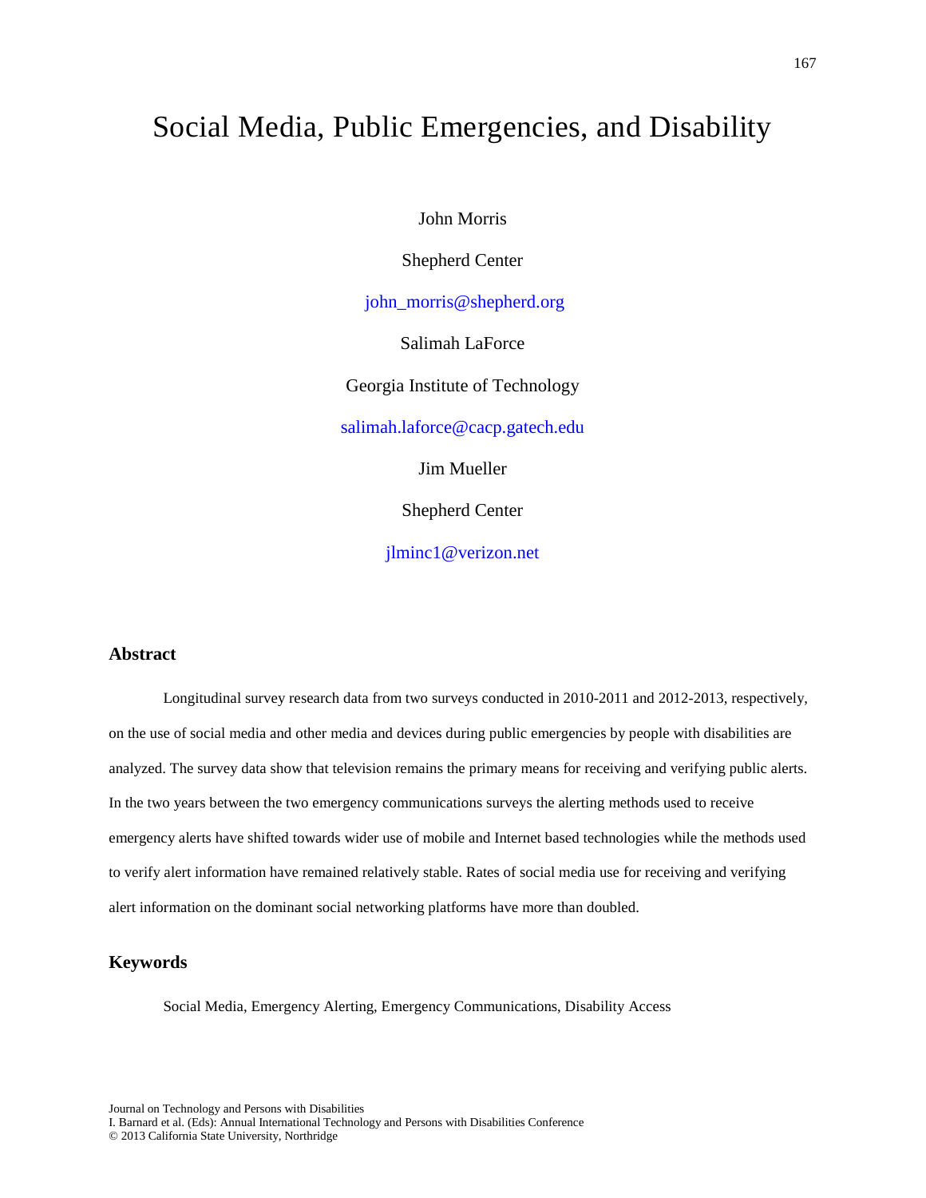# Social Media, Public Emergencies, and Disability

John Morris

Shepherd Center

john_morris@shepherd.org

Salimah LaForce

Georgia Institute of Technology

salimah.laforce@cacp.gatech.edu

Jim Mueller

Shepherd Center

jlminc1@verizon.net

## Abstract

Longitudinal survey research data from two surveys conducted in 2010-2011 and 2012-2013, respectively, on the use of social media and other media and devices during public emergencies by people with disabilities are analyzed. The survey data show that television remains the primary means for receiving and verifying public alerts. In the two years between the two emergency communications surveys the alerting methods used to receive emergency alerts have shifted towards wider use of mobile and Internet based technologies while the methods used to verify alert information have remained relatively stable. Rates of social media use for receiving and verifying alert information on the dominant social networking platforms have more than doubled.

## Keywords

Social Media, Emergency Alerting, Emergency Communications, Disability Access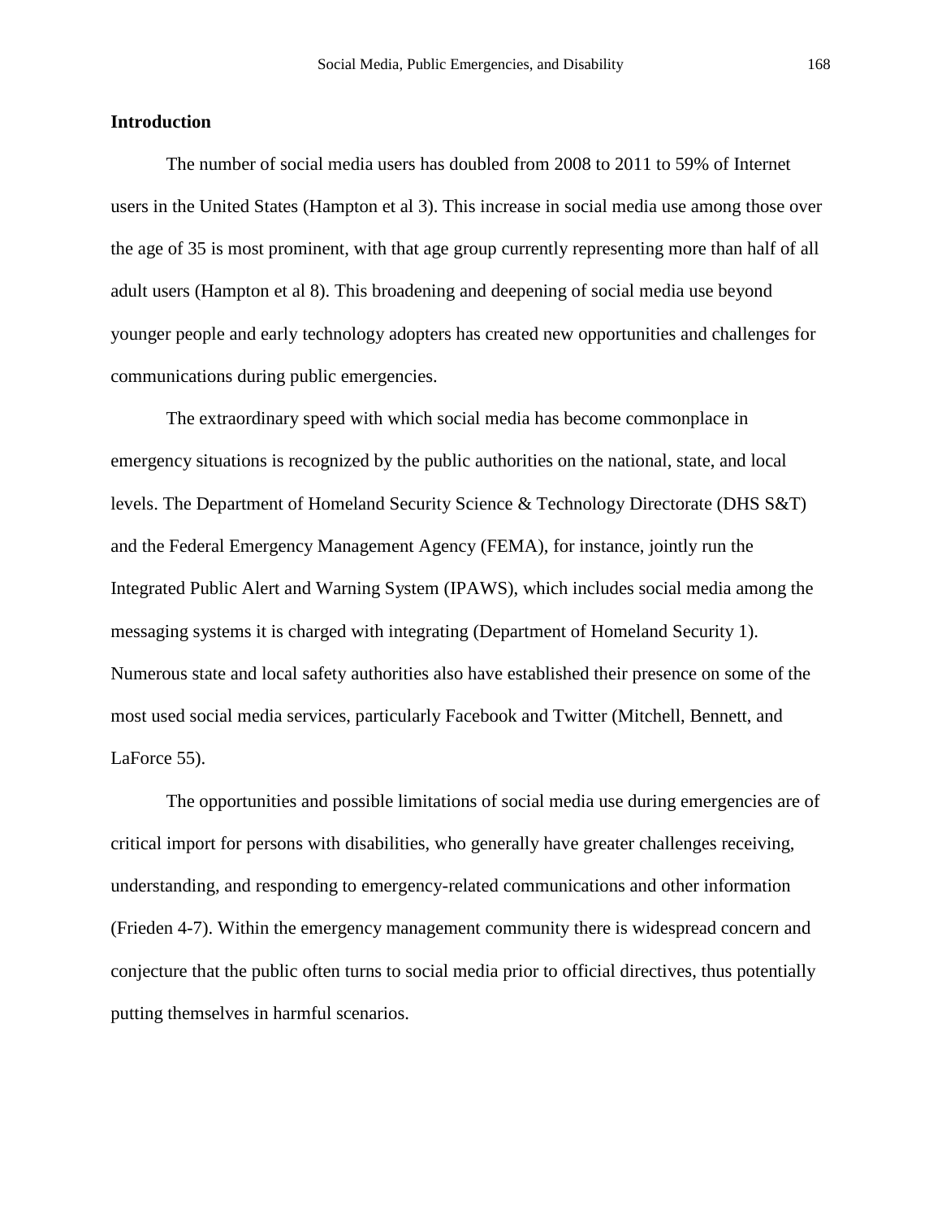## Introduction

The number of social media users has doubled from 2008 to 2011 to 59% of Internet users in the United States (Hampton et al 3). This increase in social media use among those over the age of 35 is most prominent, with that age group currently representing more than half of all adult users (Hampton et al 8). This broadening and deepening of social media use beyond younger people and early technology adopters has created new opportunities and challenges for communications during public emergencies.

The extraordinary speed with which social media has become commonplace in emergency situations is recognized by the public authorities on the national, state, and local levels. The Department of Homeland Security Science & Technology Directorate (DHS S&T) and the Federal Emergency Management Agency (FEMA), for instance, jointly run the Integrated Public Alert and Warning System (IPAWS), which includes social media among the messaging systems it is charged with integrating (Department of Homeland Security 1). Numerous state and local safety authorities also have established their presence on some of the most used social media services, particularly Facebook and Twitter (Mitchell, Bennett, and LaForce 55).

The opportunities and possible limitations of social media use during emergencies are of critical import for persons with disabilities, who generally have greater challenges receiving, understanding, and responding to emergency-related communications and other information (Frieden 4-7). Within the emergency management community there is widespread concern and conjecture that the public often turns to social media prior to official directives, thus potentially putting themselves in harmful scenarios.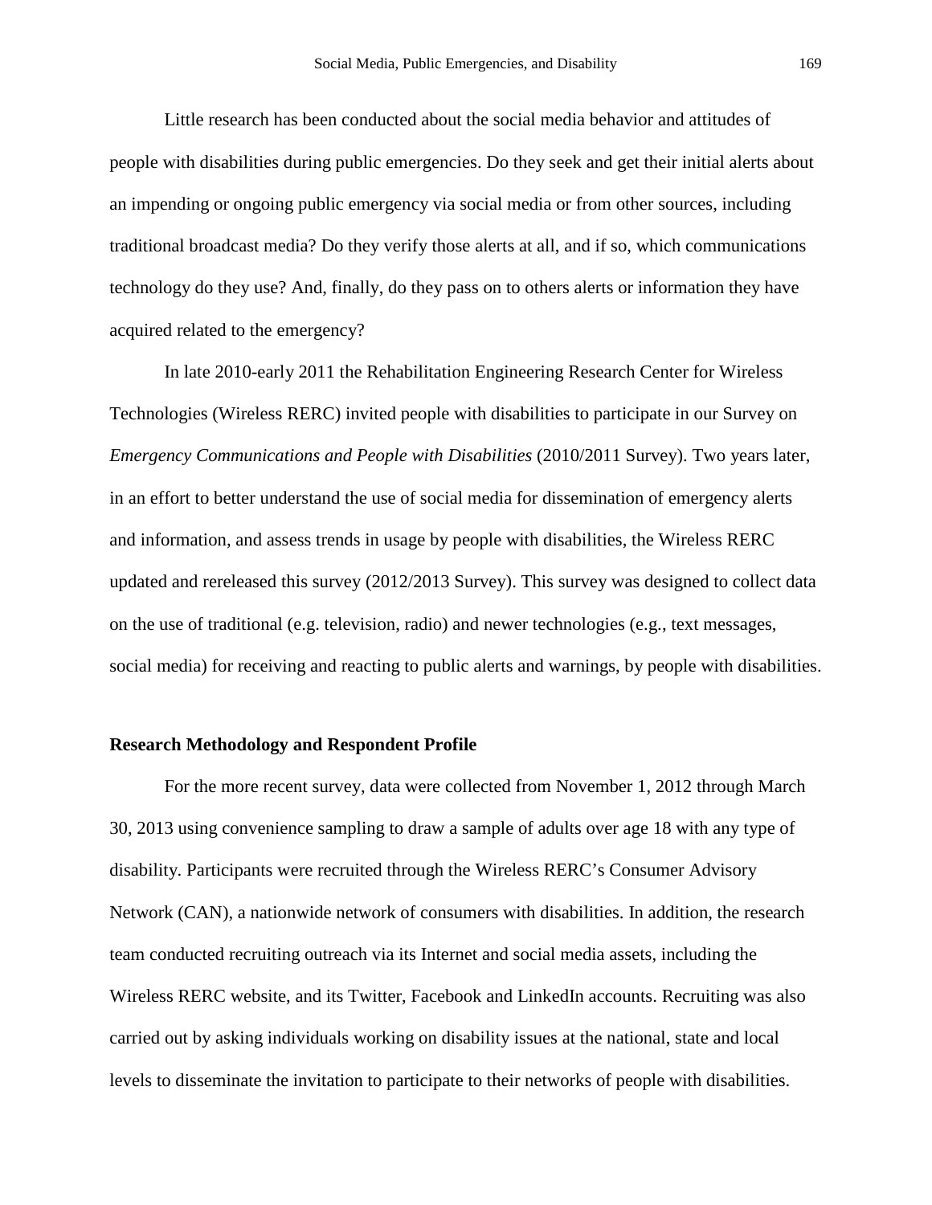Little research has been conducted about the social media behavior and attitudes of people with disabilities during public emergencies. Do they seek and get their initial alerts about an impending or ongoing public emergency via social media or from other sources, including traditional broadcast media? Do they verify those alerts at all, and if so, which communications technology do they use? And, finally, do they pass on to others alerts or information they have acquired related to the emergency?

In late 2010-early 2011 the Rehabilitation Engineering Research Center for Wireless Technologies (Wireless RERC) invited people with disabilities to participate in our Survey on *Emergency Communications and People with Disabilities* (2010/2011 Survey). Two years later, in an effort to better understand the use of social media for dissemination of emergency alerts and information, and assess trends in usage by people with disabilities, the Wireless RERC updated and rereleased this survey (2012/2013 Survey). This survey was designed to collect data on the use of traditional (e.g. television, radio) and newer technologies (e.g., text messages, social media) for receiving and reacting to public alerts and warnings, by people with disabilities.

## Research Methodology and Respondent Profile

For the more recent survey, data were collected from November 1, 2012 through March 30, 2013 using convenience sampling to draw a sample of adults over age 18 with any type of disability. Participants were recruited through the Wireless RERC's Consumer Advisory Network (CAN), a nationwide network of consumers with disabilities. In addition, the research team conducted recruiting outreach via its Internet and social media assets, including the Wireless RERC website, and its Twitter, Facebook and LinkedIn accounts. Recruiting was also carried out by asking individuals working on disability issues at the national, state and local levels to disseminate the invitation to participate to their networks of people with disabilities.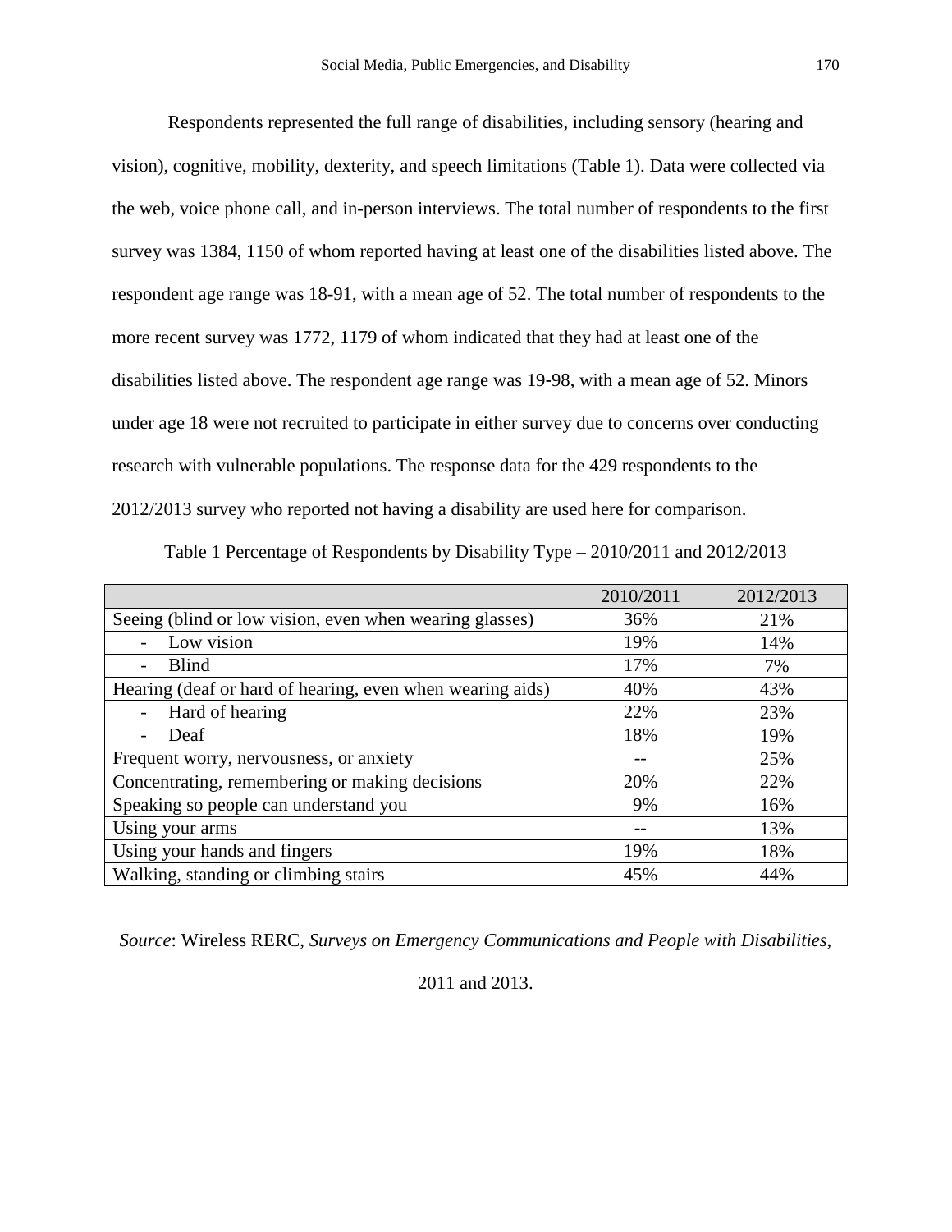Respondents represented the full range of disabilities, including sensory (hearing and vision), cognitive, mobility, dexterity, and speech limitations (Table 1). Data were collected via the web, voice phone call, and in-person interviews. The total number of respondents to the first survey was 1384, 1150 of whom reported having at least one of the disabilities listed above. The respondent age range was 18-91, with a mean age of 52. The total number of respondents to the more recent survey was 1772, 1179 of whom indicated that they had at least one of the disabilities listed above. The respondent age range was 19-98, with a mean age of 52. Minors under age 18 were not recruited to participate in either survey due to concerns over conducting research with vulnerable populations. The response data for the 429 respondents to the 2012/2013 survey who reported not having a disability are used here for comparison.

Table 1 Percentage of Respondents by Disability Type – 2010/2011 and 2012/2013

| | 2010/2011 | 2012/2013 |
|---|---|---|
| Seeing (blind or low vision, even when wearing glasses) | 36% | 21% |
| - Low vision | 19% | 14% |
| - Blind | 17% | 7% |
| Hearing (deaf or hard of hearing, even when wearing aids) | 40% | 43% |
| - Hard of hearing | 22% | 23% |
| - Deaf | 18% | 19% |
| Frequent worry, nervousness, or anxiety | -- | 25% |
| Concentrating, remembering or making decisions | 20% | 22% |
| Speaking so people can understand you | 9% | 16% |
| Using your arms | -- | 13% |
| Using your hands and fingers | 19% | 18% |
| Walking, standing or climbing stairs | 45% | 44% |

*Source*: Wireless RERC, *Surveys on Emergency Communications and People with Disabilities*, 2011 and 2013.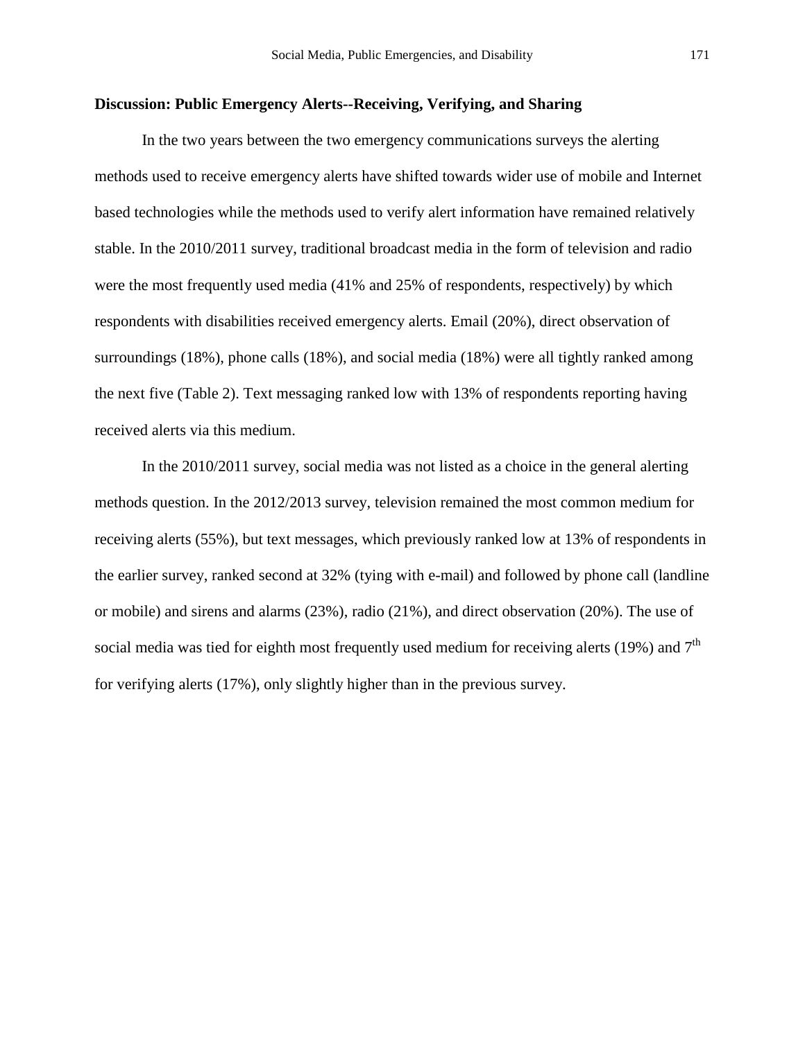**Discussion: Public Emergency Alerts--Receiving, Verifying, and Sharing**

In the two years between the two emergency communications surveys the alerting methods used to receive emergency alerts have shifted towards wider use of mobile and Internet based technologies while the methods used to verify alert information have remained relatively stable. In the 2010/2011 survey, traditional broadcast media in the form of television and radio were the most frequently used media (41% and 25% of respondents, respectively) by which respondents with disabilities received emergency alerts. Email (20%), direct observation of surroundings (18%), phone calls (18%), and social media (18%) were all tightly ranked among the next five (Table 2). Text messaging ranked low with 13% of respondents reporting having received alerts via this medium.

In the 2010/2011 survey, social media was not listed as a choice in the general alerting methods question. In the 2012/2013 survey, television remained the most common medium for receiving alerts (55%), but text messages, which previously ranked low at 13% of respondents in the earlier survey, ranked second at 32% (tying with e-mail) and followed by phone call (landline or mobile) and sirens and alarms (23%), radio (21%), and direct observation (20%). The use of social media was tied for eighth most frequently used medium for receiving alerts (19%) and 7th for verifying alerts (17%), only slightly higher than in the previous survey.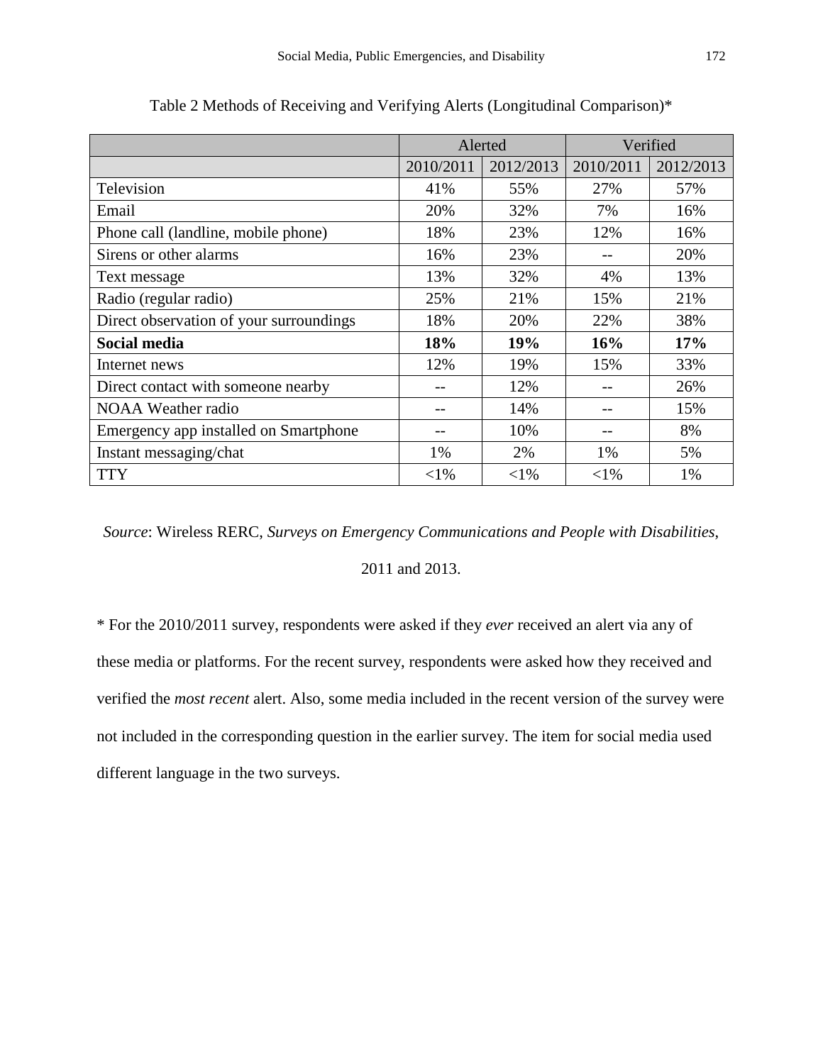Table 2 Methods of Receiving and Verifying Alerts (Longitudinal Comparison)*

| | Alerted | | Verified | |
|---|---|---|---|---|
| | 2010/2011 | 2012/2013 | 2010/2011 | 2012/2013 |
| Television | 41% | 55% | 27% | 57% |
| Email | 20% | 32% | 7% | 16% |
| Phone call (landline, mobile phone) | 18% | 23% | 12% | 16% |
| Sirens or other alarms | 16% | 23% | -- | 20% |
| Text message | 13% | 32% | 4% | 13% |
| Radio (regular radio) | 25% | 21% | 15% | 21% |
| Direct observation of your surroundings | 18% | 20% | 22% | 38% |
| **Social media** | **18%** | **19%** | **16%** | **17%** |
| Internet news | 12% | 19% | 15% | 33% |
| Direct contact with someone nearby | -- | 12% | -- | 26% |
| NOAA Weather radio | -- | 14% | -- | 15% |
| Emergency app installed on Smartphone | -- | 10% | -- | 8% |
| Instant messaging/chat | 1% | 2% | 1% | 5% |
| TTY | <1% | <1% | <1% | 1% |

*Source*: Wireless RERC, *Surveys on Emergency Communications and People with Disabilities*, 2011 and 2013.

* For the 2010/2011 survey, respondents were asked if they *ever* received an alert via any of these media or platforms. For the recent survey, respondents were asked how they received and verified the *most recent* alert. Also, some media included in the recent version of the survey were not included in the corresponding question in the earlier survey. The item for social media used different language in the two surveys.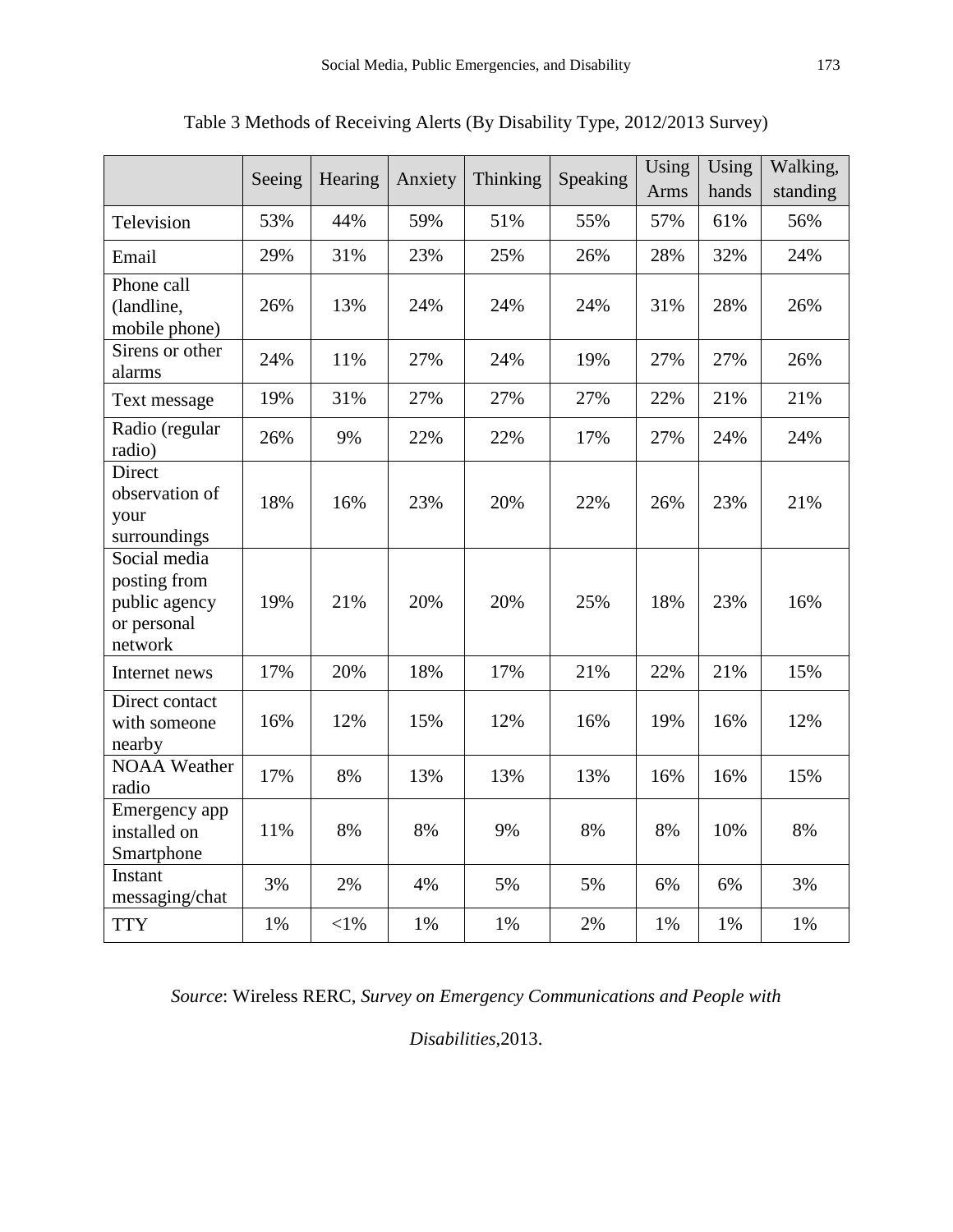Table 3 Methods of Receiving Alerts (By Disability Type, 2012/2013 Survey)

| | Seeing | Hearing | Anxiety | Thinking | Speaking | Using Arms | Using hands | Walking, standing |
|---|---|---|---|---|---|---|---|---|
| Television | 53% | 44% | 59% | 51% | 55% | 57% | 61% | 56% |
| Email | 29% | 31% | 23% | 25% | 26% | 28% | 32% | 24% |
| Phone call (landline, mobile phone) | 26% | 13% | 24% | 24% | 24% | 31% | 28% | 26% |
| Sirens or other alarms | 24% | 11% | 27% | 24% | 19% | 27% | 27% | 26% |
| Text message | 19% | 31% | 27% | 27% | 27% | 22% | 21% | 21% |
| Radio (regular radio) | 26% | 9% | 22% | 22% | 17% | 27% | 24% | 24% |
| Direct observation of your surroundings | 18% | 16% | 23% | 20% | 22% | 26% | 23% | 21% |
| Social media posting from public agency or personal network | 19% | 21% | 20% | 20% | 25% | 18% | 23% | 16% |
| Internet news | 17% | 20% | 18% | 17% | 21% | 22% | 21% | 15% |
| Direct contact with someone nearby | 16% | 12% | 15% | 12% | 16% | 19% | 16% | 12% |
| NOAA Weather radio | 17% | 8% | 13% | 13% | 13% | 16% | 16% | 15% |
| Emergency app installed on Smartphone | 11% | 8% | 8% | 9% | 8% | 8% | 10% | 8% |
| Instant messaging/chat | 3% | 2% | 4% | 5% | 5% | 6% | 6% | 3% |
| TTY | 1% | <1% | 1% | 1% | 2% | 1% | 1% | 1% |

*Source*: Wireless RERC, *Survey on Emergency Communications and People with Disabilities*,2013.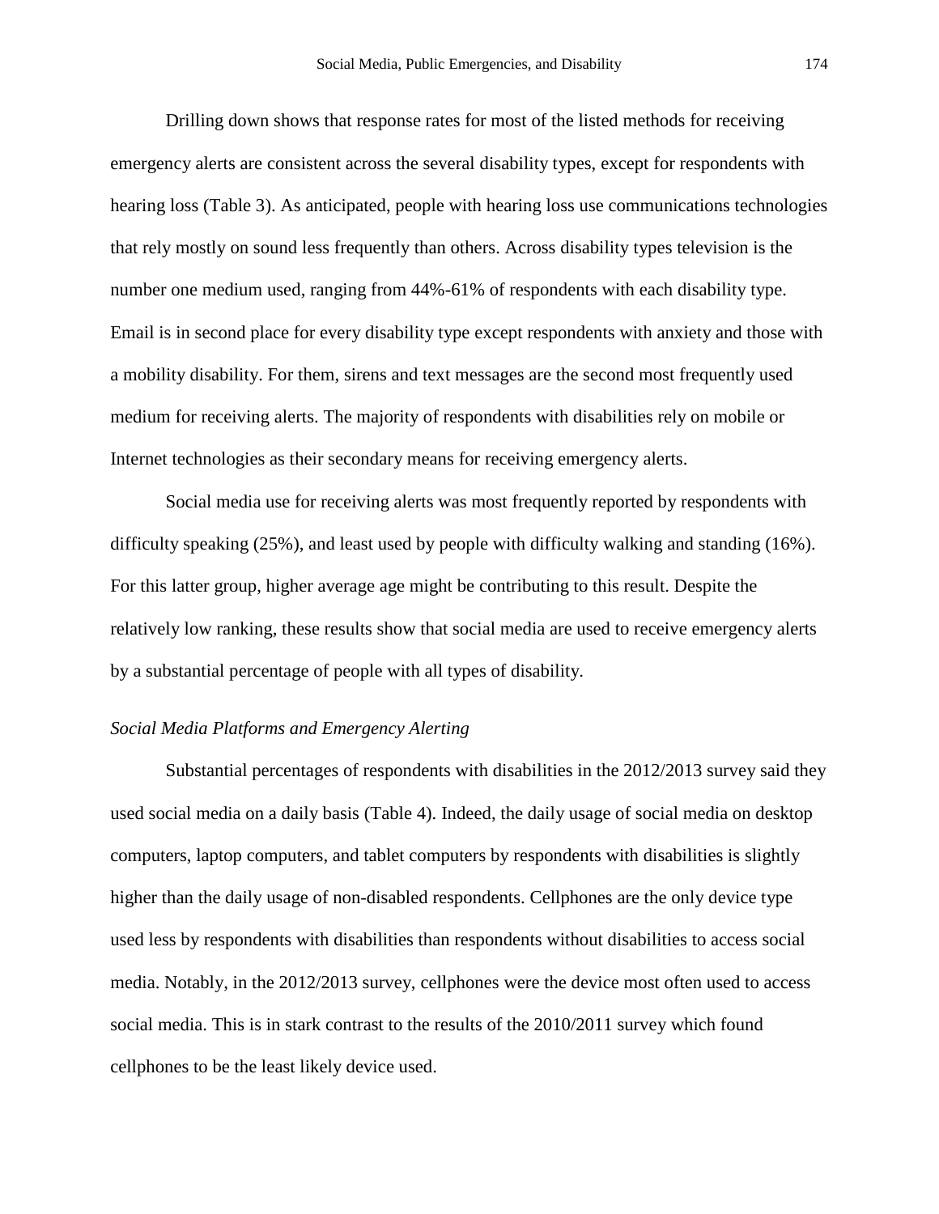Drilling down shows that response rates for most of the listed methods for receiving emergency alerts are consistent across the several disability types, except for respondents with hearing loss (Table 3). As anticipated, people with hearing loss use communications technologies that rely mostly on sound less frequently than others. Across disability types television is the number one medium used, ranging from 44%-61% of respondents with each disability type. Email is in second place for every disability type except respondents with anxiety and those with a mobility disability. For them, sirens and text messages are the second most frequently used medium for receiving alerts. The majority of respondents with disabilities rely on mobile or Internet technologies as their secondary means for receiving emergency alerts.

Social media use for receiving alerts was most frequently reported by respondents with difficulty speaking (25%), and least used by people with difficulty walking and standing (16%). For this latter group, higher average age might be contributing to this result. Despite the relatively low ranking, these results show that social media are used to receive emergency alerts by a substantial percentage of people with all types of disability.

*Social Media Platforms and Emergency Alerting*

Substantial percentages of respondents with disabilities in the 2012/2013 survey said they used social media on a daily basis (Table 4). Indeed, the daily usage of social media on desktop computers, laptop computers, and tablet computers by respondents with disabilities is slightly higher than the daily usage of non-disabled respondents. Cellphones are the only device type used less by respondents with disabilities than respondents without disabilities to access social media. Notably, in the 2012/2013 survey, cellphones were the device most often used to access social media. This is in stark contrast to the results of the 2010/2011 survey which found cellphones to be the least likely device used.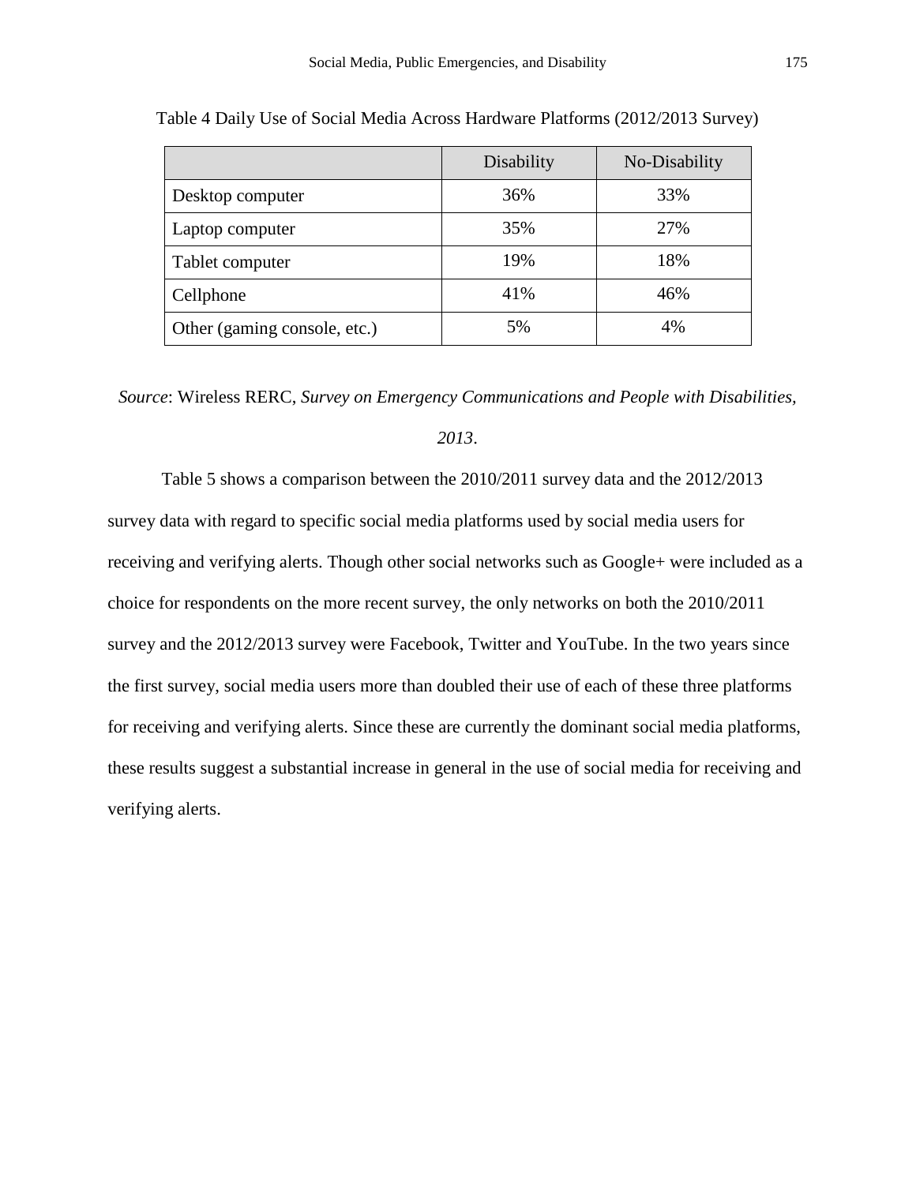Table 4 Daily Use of Social Media Across Hardware Platforms (2012/2013 Survey)

| | Disability | No-Disability |
|---|---|---|
| Desktop computer | 36% | 33% |
| Laptop computer | 35% | 27% |
| Tablet computer | 19% | 18% |
| Cellphone | 41% | 46% |
| Other (gaming console, etc.) | 5% | 4% |

*Source*: Wireless RERC, *Survey on Emergency Communications and People with Disabilities, 2013*.

Table 5 shows a comparison between the 2010/2011 survey data and the 2012/2013 survey data with regard to specific social media platforms used by social media users for receiving and verifying alerts. Though other social networks such as Google+ were included as a choice for respondents on the more recent survey, the only networks on both the 2010/2011 survey and the 2012/2013 survey were Facebook, Twitter and YouTube. In the two years since the first survey, social media users more than doubled their use of each of these three platforms for receiving and verifying alerts. Since these are currently the dominant social media platforms, these results suggest a substantial increase in general in the use of social media for receiving and verifying alerts.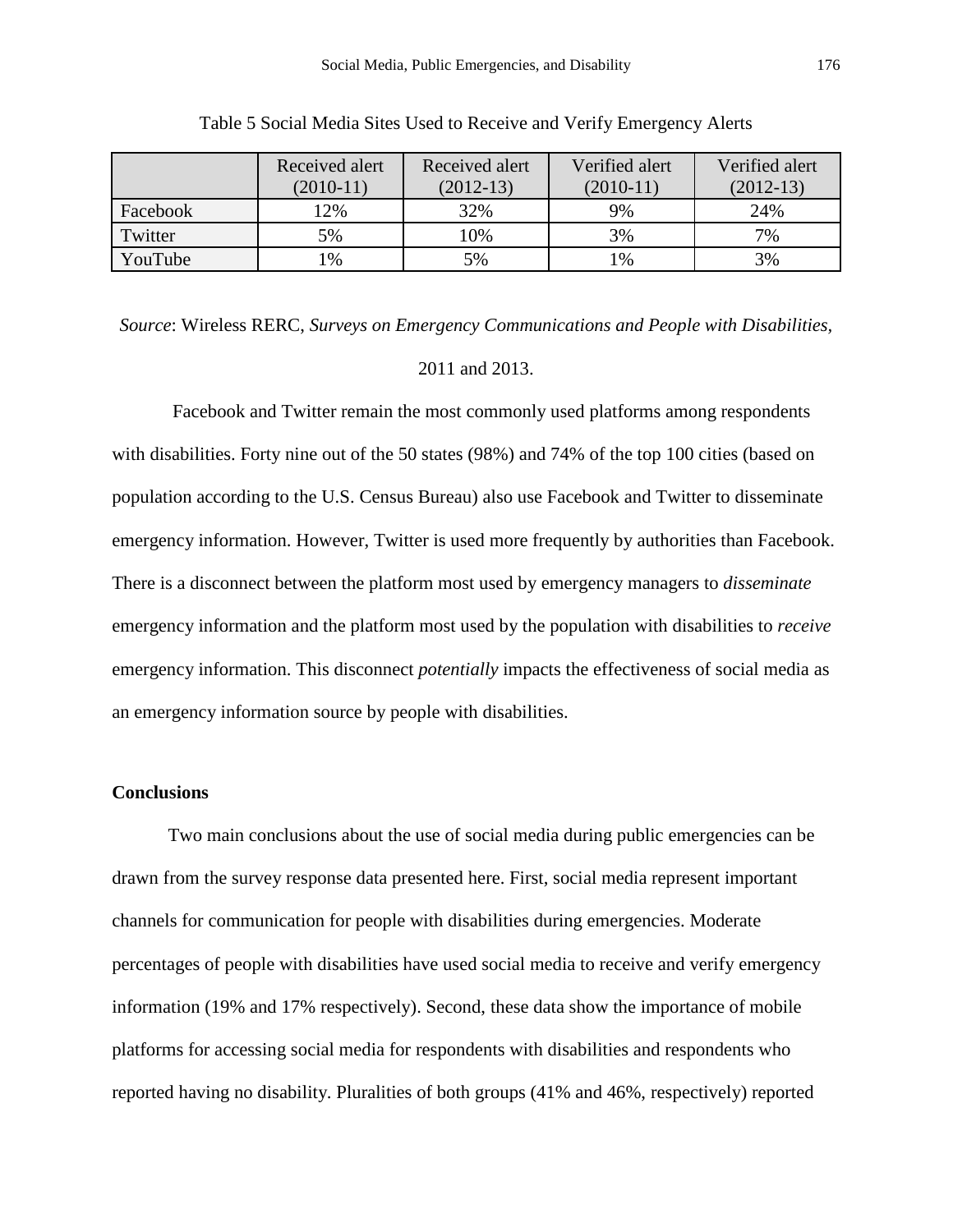Table 5 Social Media Sites Used to Receive and Verify Emergency Alerts

| | Received alert (2010-11) | Received alert (2012-13) | Verified alert (2010-11) | Verified alert (2012-13) |
|---|---|---|---|---|
| Facebook | 12% | 32% | 9% | 24% |
| Twitter | 5% | 10% | 3% | 7% |
| YouTube | 1% | 5% | 1% | 3% |

*Source*: Wireless RERC, *Surveys on Emergency Communications and People with Disabilities*, 2011 and 2013.

Facebook and Twitter remain the most commonly used platforms among respondents with disabilities. Forty nine out of the 50 states (98%) and 74% of the top 100 cities (based on population according to the U.S. Census Bureau) also use Facebook and Twitter to disseminate emergency information. However, Twitter is used more frequently by authorities than Facebook. There is a disconnect between the platform most used by emergency managers to *disseminate* emergency information and the platform most used by the population with disabilities to *receive* emergency information. This disconnect *potentially* impacts the effectiveness of social media as an emergency information source by people with disabilities.

## Conclusions

Two main conclusions about the use of social media during public emergencies can be drawn from the survey response data presented here. First, social media represent important channels for communication for people with disabilities during emergencies. Moderate percentages of people with disabilities have used social media to receive and verify emergency information (19% and 17% respectively). Second, these data show the importance of mobile platforms for accessing social media for respondents with disabilities and respondents who reported having no disability. Pluralities of both groups (41% and 46%, respectively) reported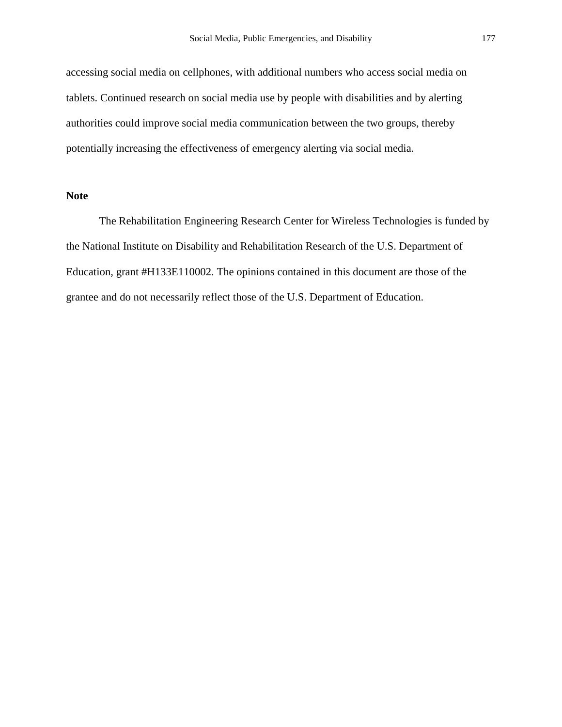accessing social media on cellphones, with additional numbers who access social media on tablets. Continued research on social media use by people with disabilities and by alerting authorities could improve social media communication between the two groups, thereby potentially increasing the effectiveness of emergency alerting via social media.

## Note

The Rehabilitation Engineering Research Center for Wireless Technologies is funded by the National Institute on Disability and Rehabilitation Research of the U.S. Department of Education, grant #H133E110002. The opinions contained in this document are those of the grantee and do not necessarily reflect those of the U.S. Department of Education.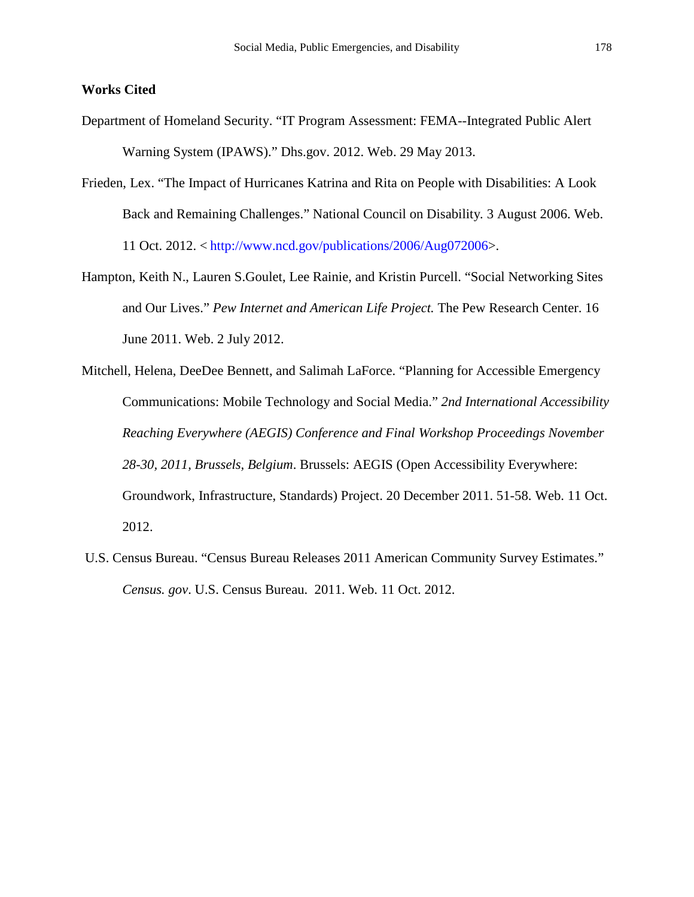**Works Cited**

Department of Homeland Security. "IT Program Assessment: FEMA--Integrated Public Alert Warning System (IPAWS)." Dhs.gov. 2012. Web. 29 May 2013.

Frieden, Lex. "The Impact of Hurricanes Katrina and Rita on People with Disabilities: A Look Back and Remaining Challenges." National Council on Disability. 3 August 2006. Web. 11 Oct. 2012. < http://www.ncd.gov/publications/2006/Aug072006>.

Hampton, Keith N., Lauren S.Goulet, Lee Rainie, and Kristin Purcell. "Social Networking Sites and Our Lives." *Pew Internet and American Life Project.* The Pew Research Center. 16 June 2011. Web. 2 July 2012.

Mitchell, Helena, DeeDee Bennett, and Salimah LaForce. "Planning for Accessible Emergency Communications: Mobile Technology and Social Media." *2nd International Accessibility Reaching Everywhere (AEGIS) Conference and Final Workshop Proceedings November 28-30, 2011, Brussels, Belgium*. Brussels: AEGIS (Open Accessibility Everywhere: Groundwork, Infrastructure, Standards) Project. 20 December 2011. 51-58. Web. 11 Oct. 2012.

U.S. Census Bureau. "Census Bureau Releases 2011 American Community Survey Estimates." *Census. gov*. U.S. Census Bureau. 2011. Web. 11 Oct. 2012.